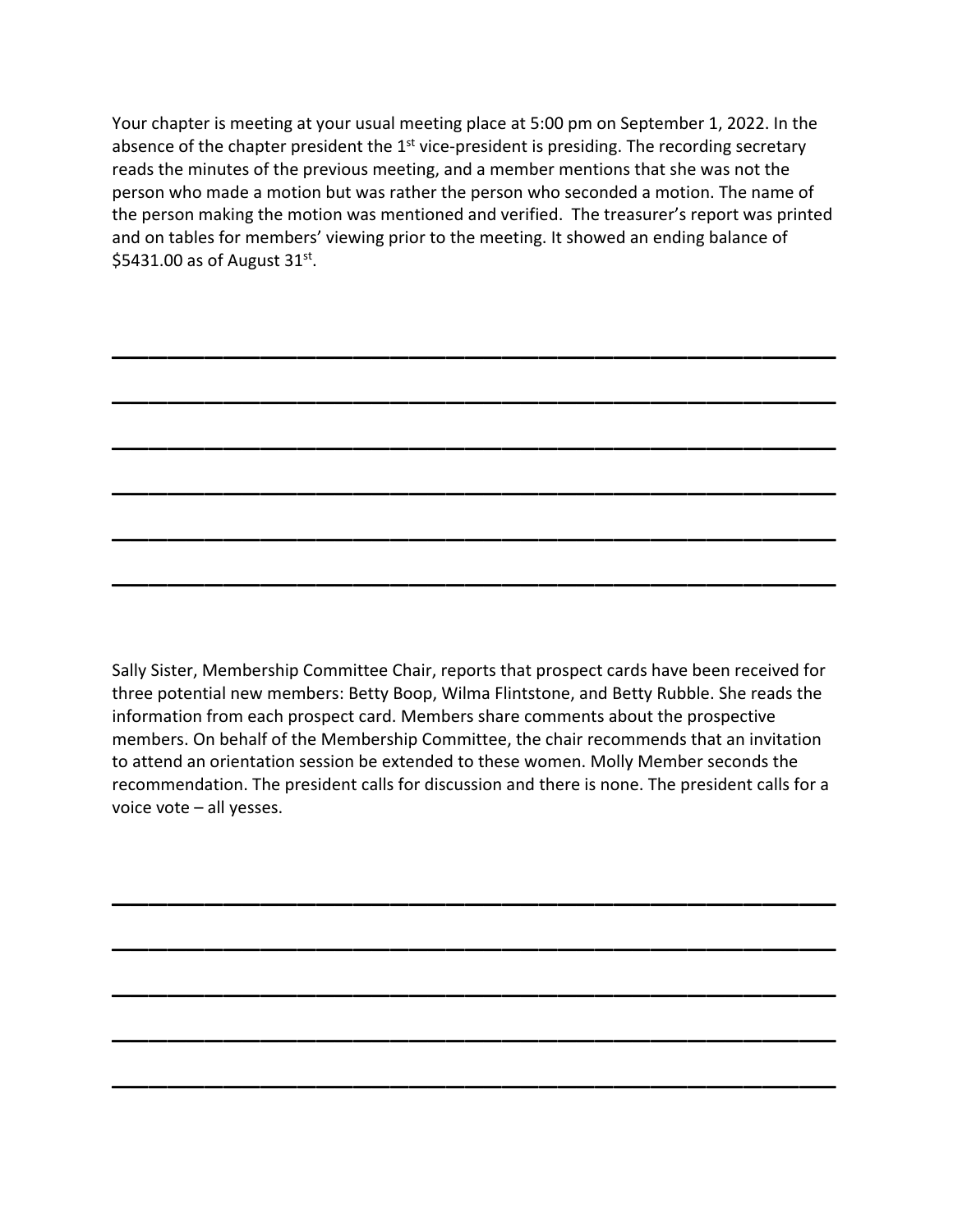Your chapter is meeting at your usual meeting place at 5:00 pm on September 1, 2022. In the absence of the chapter president the 1st vice-president is presiding. The recording secretary reads the minutes of the previous meeting, and a member mentions that she was not the person who made a motion but was rather the person who seconded a motion. The name of the person making the motion was mentioned and verified. The treasurer's report was printed and on tables for members' viewing prior to the meeting. It showed an ending balance of $5431.00 as of August 31st.

______________________________________________________________

______________________________________________________________

______________________________________________________________

______________________________________________________________

______________________________________________________________

______________________________________________________________

Sally Sister, Membership Committee Chair, reports that prospect cards have been received for three potential new members: Betty Boop, Wilma Flintstone, and Betty Rubble. She reads the information from each prospect card. Members share comments about the prospective members. On behalf of the Membership Committee, the chair recommends that an invitation to attend an orientation session be extended to these women. Molly Member seconds the recommendation. The president calls for discussion and there is none. The president calls for a voice vote – all yesses.

______________________________________________________________

______________________________________________________________

______________________________________________________________

______________________________________________________________

______________________________________________________________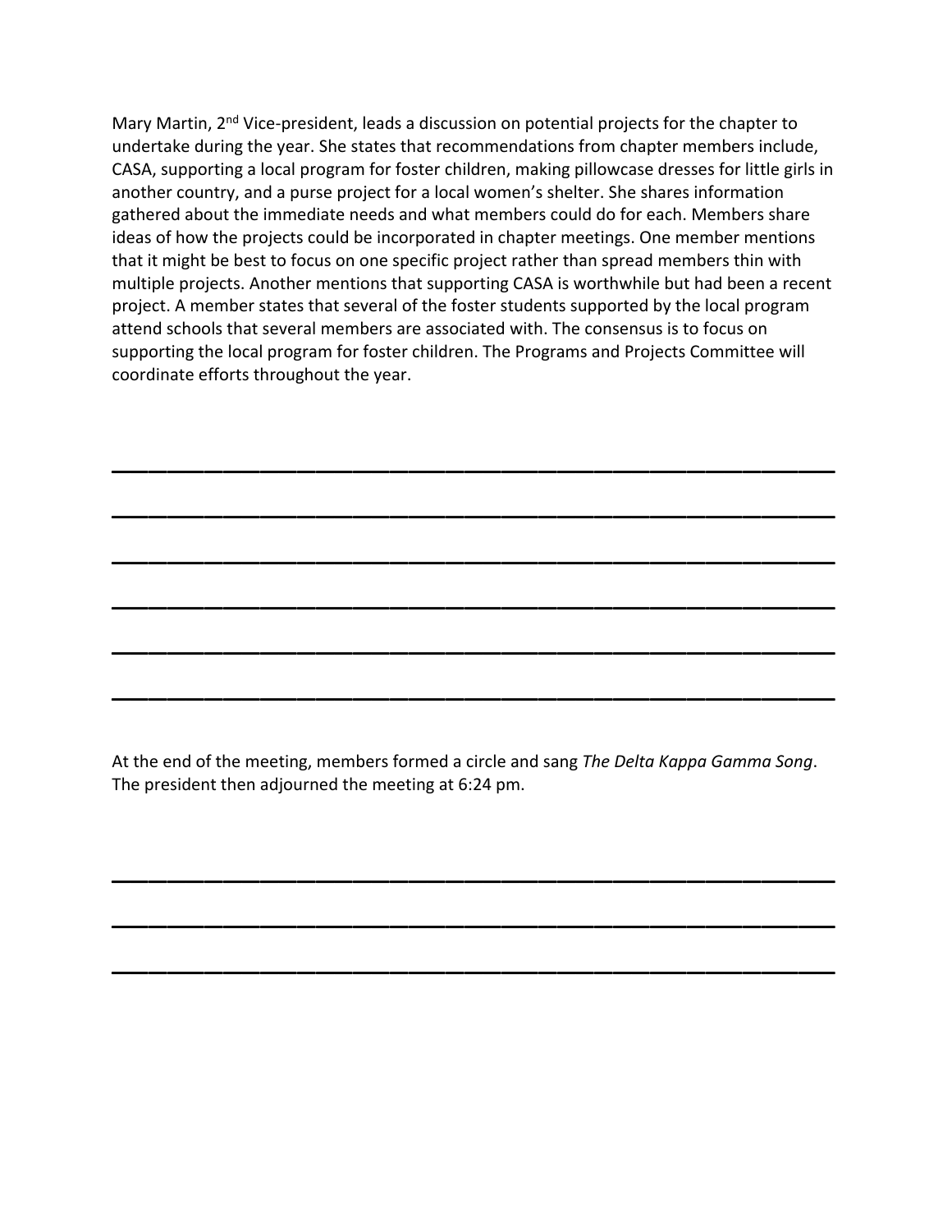Mary Martin, 2nd Vice-president, leads a discussion on potential projects for the chapter to undertake during the year. She states that recommendations from chapter members include, CASA, supporting a local program for foster children, making pillowcase dresses for little girls in another country, and a purse project for a local women's shelter. She shares information gathered about the immediate needs and what members could do for each. Members share ideas of how the projects could be incorporated in chapter meetings. One member mentions that it might be best to focus on one specific project rather than spread members thin with multiple projects. Another mentions that supporting CASA is worthwhile but had been a recent project. A member states that several of the foster students supported by the local program attend schools that several members are associated with. The consensus is to focus on supporting the local program for foster children. The Programs and Projects Committee will coordinate efforts throughout the year.

______________________________________________________________

______________________________________________________________

______________________________________________________________

______________________________________________________________

______________________________________________________________

______________________________________________________________

At the end of the meeting, members formed a circle and sang *The Delta Kappa Gamma Song*. The president then adjourned the meeting at 6:24 pm.

______________________________________________________________

______________________________________________________________

______________________________________________________________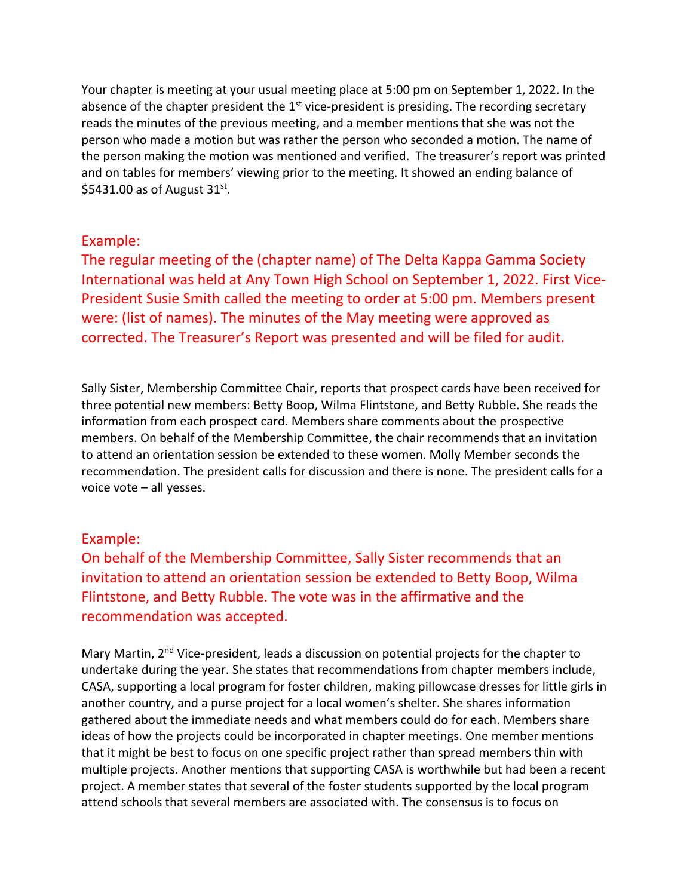Your chapter is meeting at your usual meeting place at 5:00 pm on September 1, 2022. In the absence of the chapter president the 1st vice-president is presiding. The recording secretary reads the minutes of the previous meeting, and a member mentions that she was not the person who made a motion but was rather the person who seconded a motion. The name of the person making the motion was mentioned and verified. The treasurer's report was printed and on tables for members' viewing prior to the meeting. It showed an ending balance of $5431.00 as of August 31st.

Example:

The regular meeting of the (chapter name) of The Delta Kappa Gamma Society International was held at Any Town High School on September 1, 2022. First Vice-President Susie Smith called the meeting to order at 5:00 pm. Members present were: (list of names). The minutes of the May meeting were approved as corrected. The Treasurer's Report was presented and will be filed for audit.

Sally Sister, Membership Committee Chair, reports that prospect cards have been received for three potential new members: Betty Boop, Wilma Flintstone, and Betty Rubble. She reads the information from each prospect card. Members share comments about the prospective members. On behalf of the Membership Committee, the chair recommends that an invitation to attend an orientation session be extended to these women. Molly Member seconds the recommendation. The president calls for discussion and there is none. The president calls for a voice vote – all yesses.

Example:

On behalf of the Membership Committee, Sally Sister recommends that an invitation to attend an orientation session be extended to Betty Boop, Wilma Flintstone, and Betty Rubble. The vote was in the affirmative and the recommendation was accepted.

Mary Martin, 2nd Vice-president, leads a discussion on potential projects for the chapter to undertake during the year. She states that recommendations from chapter members include, CASA, supporting a local program for foster children, making pillowcase dresses for little girls in another country, and a purse project for a local women's shelter. She shares information gathered about the immediate needs and what members could do for each. Members share ideas of how the projects could be incorporated in chapter meetings. One member mentions that it might be best to focus on one specific project rather than spread members thin with multiple projects. Another mentions that supporting CASA is worthwhile but had been a recent project. A member states that several of the foster students supported by the local program attend schools that several members are associated with. The consensus is to focus on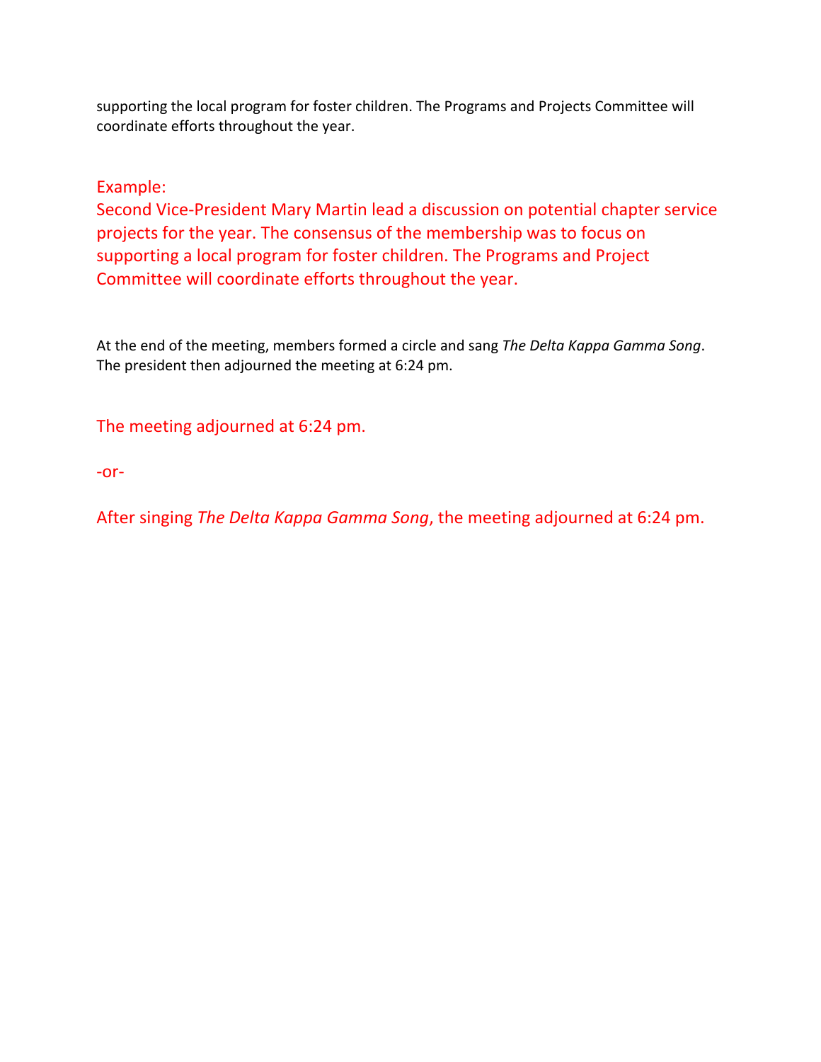supporting the local program for foster children. The Programs and Projects Committee will coordinate efforts throughout the year.

Example:
Second Vice-President Mary Martin lead a discussion on potential chapter service projects for the year. The consensus of the membership was to focus on supporting a local program for foster children. The Programs and Project Committee will coordinate efforts throughout the year.

At the end of the meeting, members formed a circle and sang *The Delta Kappa Gamma Song*. The president then adjourned the meeting at 6:24 pm.

The meeting adjourned at 6:24 pm.

-or-

After singing *The Delta Kappa Gamma Song*, the meeting adjourned at 6:24 pm.